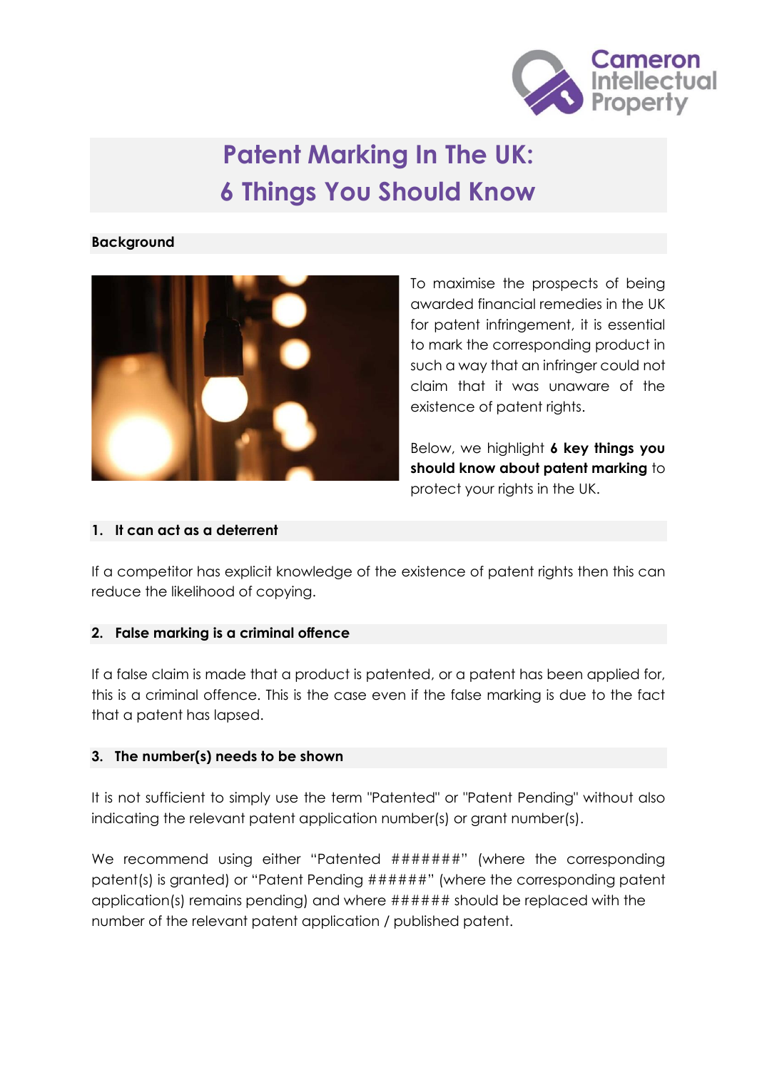# Patent Marking In The UK: 6 Things You Should Know

## Background

To maximise the prospects of being awarded financial remedies in the UK for patent infringement, it is essential to mark the corresponding product in such a way that an infringer could not claim that it was unaware of the existence of patent rights.

Below, we highlight **6 key things you should know about patent marking** to protect your rights in the UK.

## 1. It can act as a deterrent

If a competitor has explicit knowledge of the existence of patent rights then this can reduce the likelihood of copying.

## 2. False marking is a criminal offence

If a false claim is made that a product is patented, or a patent has been applied for, this is a criminal offence. This is the case even if the false marking is due to the fact that a patent has lapsed.

## 3. The number(s) needs to be shown

It is not sufficient to simply use the term "Patented" or "Patent Pending" without also indicating the relevant patent application number(s) or grant number(s).

We recommend using either "Patented #######" (where the corresponding patent(s) is granted) or "Patent Pending ######" (where the corresponding patent application(s) remains pending) and where ###### should be replaced with the number of the relevant patent application / published patent.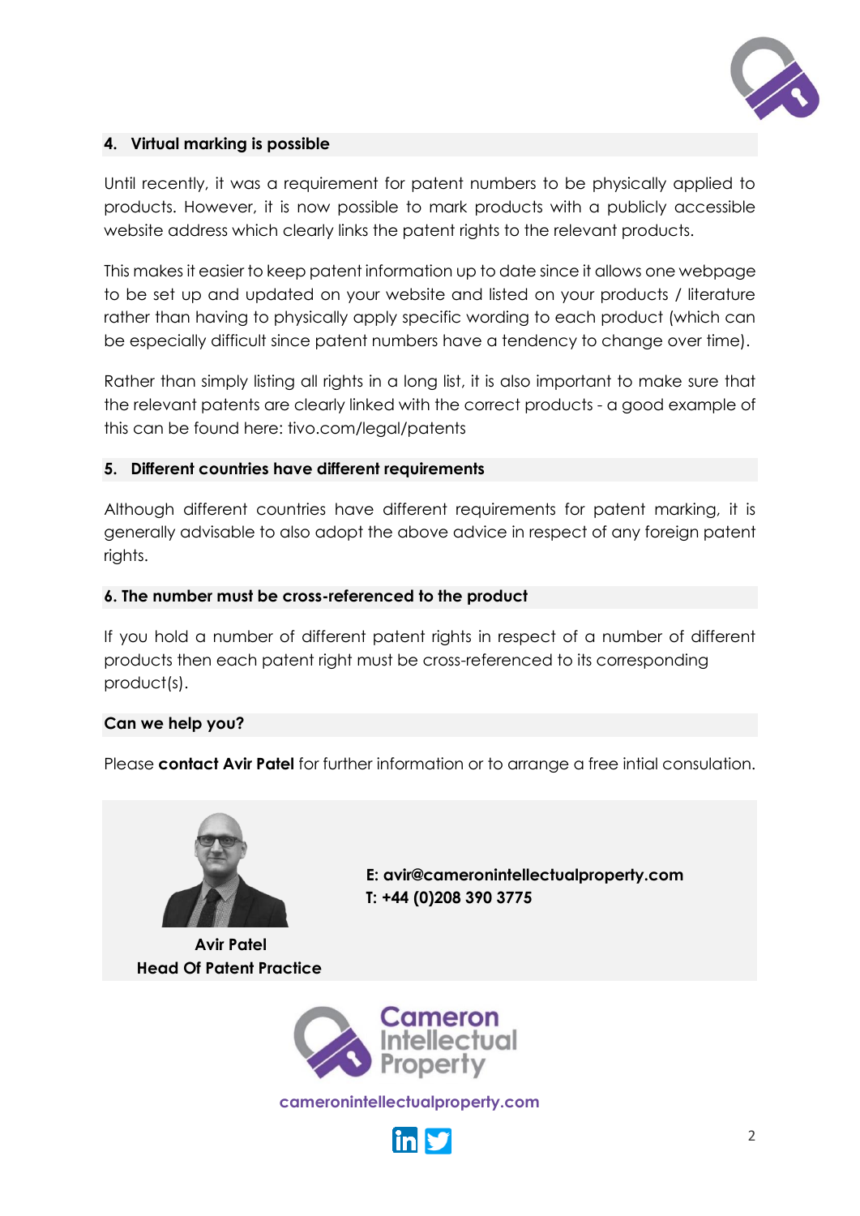## 4. Virtual marking is possible

Until recently, it was a requirement for patent numbers to be physically applied to products. However, it is now possible to mark products with a publicly accessible website address which clearly links the patent rights to the relevant products.

This makes it easier to keep patent information up to date since it allows one webpage to be set up and updated on your website and listed on your products / literature rather than having to physically apply specific wording to each product (which can be especially difficult since patent numbers have a tendency to change over time).

Rather than simply listing all rights in a long list, it is also important to make sure that the relevant patents are clearly linked with the correct products - a good example of this can be found here: tivo.com/legal/patents

## 5. Different countries have different requirements

Although different countries have different requirements for patent marking, it is generally advisable to also adopt the above advice in respect of any foreign patent rights.

## 6. The number must be cross-referenced to the product

If you hold a number of different patent rights in respect of a number of different products then each patent right must be cross-referenced to its corresponding product(s).

## Can we help you?

Please **contact Avir Patel** for further information or to arrange a free intial consulation.

**Avir Patel**
**Head Of Patent Practice**

**E: avir@cameronintellectualproperty.com**
**T: +44 (0)208 390 3775**

Cameron Intellectual Property

cameronintellectualproperty.com